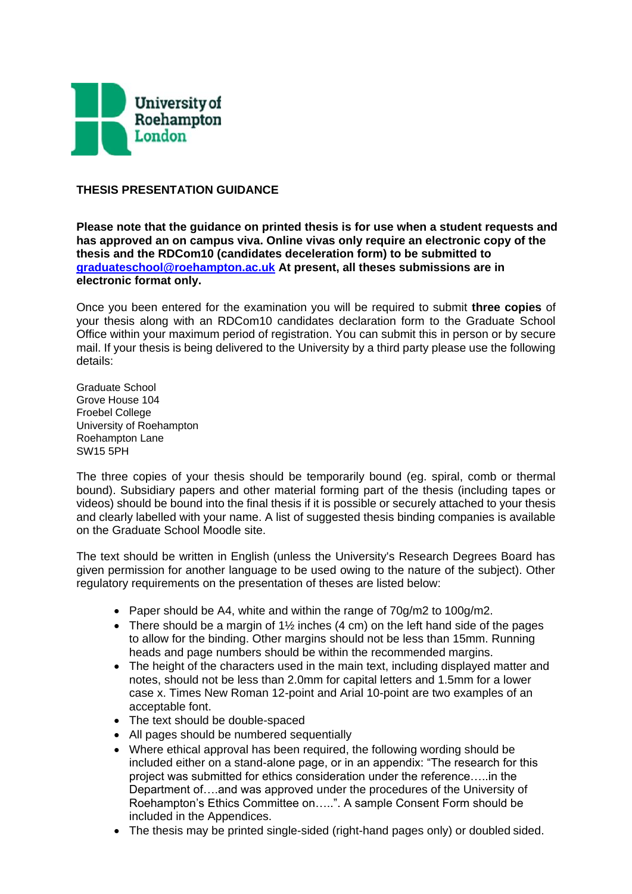University of Roehampton London

# THESIS PRESENTATION GUIDANCE

**Please note that the guidance on printed thesis is for use when a student requests and has approved an on campus viva. Online vivas only require an electronic copy of the thesis and the RDCom10 (candidates deceleration form) to be submitted to [graduateschool@roehampton.ac.uk](mailto:graduateschool@roehampton.ac.uk) At present, all theses submissions are in electronic format only.**

Once you been entered for the examination you will be required to submit **three copies** of your thesis along with an RDCom10 candidates declaration form to the Graduate School Office within your maximum period of registration. You can submit this in person or by secure mail. If your thesis is being delivered to the University by a third party please use the following details:

Graduate School
Grove House 104
Froebel College
University of Roehampton
Roehampton Lane
SW15 5PH

The three copies of your thesis should be temporarily bound (eg. spiral, comb or thermal bound). Subsidiary papers and other material forming part of the thesis (including tapes or videos) should be bound into the final thesis if it is possible or securely attached to your thesis and clearly labelled with your name. A list of suggested thesis binding companies is available on the Graduate School Moodle site.

The text should be written in English (unless the University's Research Degrees Board has given permission for another language to be used owing to the nature of the subject). Other regulatory requirements on the presentation of theses are listed below:

- Paper should be A4, white and within the range of 70g/m2 to 100g/m2.
- There should be a margin of 1½ inches (4 cm) on the left hand side of the pages to allow for the binding. Other margins should not be less than 15mm. Running heads and page numbers should be within the recommended margins.
- The height of the characters used in the main text, including displayed matter and notes, should not be less than 2.0mm for capital letters and 1.5mm for a lower case x. Times New Roman 12-point and Arial 10-point are two examples of an acceptable font.
- The text should be double-spaced
- All pages should be numbered sequentially
- Where ethical approval has been required, the following wording should be included either on a stand-alone page, or in an appendix: "The research for this project was submitted for ethics consideration under the reference…..in the Department of….and was approved under the procedures of the University of Roehampton's Ethics Committee on…..". A sample Consent Form should be included in the Appendices.
- The thesis may be printed single-sided (right-hand pages only) or doubled sided.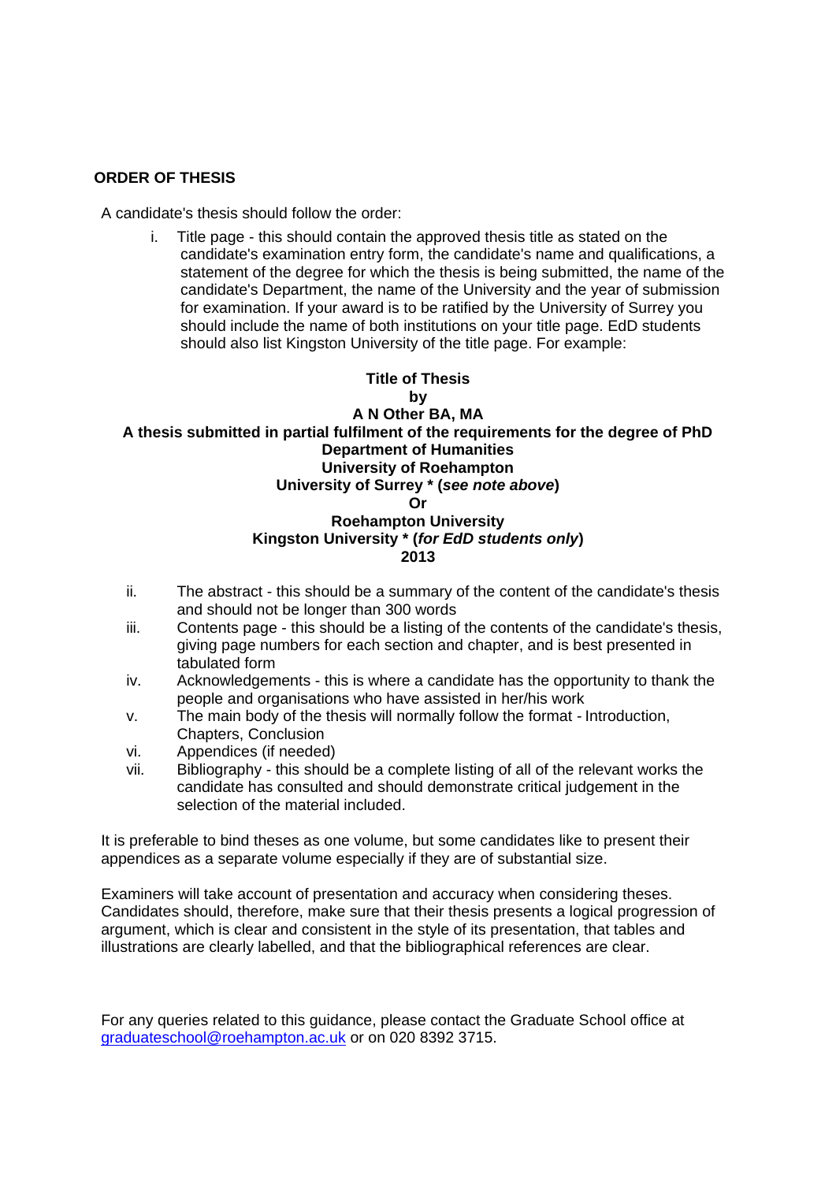## ORDER OF THESIS

A candidate's thesis should follow the order:

i. Title page - this should contain the approved thesis title as stated on the candidate's examination entry form, the candidate's name and qualifications, a statement of the degree for which the thesis is being submitted, the name of the candidate's Department, the name of the University and the year of submission for examination. If your award is to be ratified by the University of Surrey you should include the name of both institutions on your title page. EdD students should also list Kingston University of the title page. For example:

**Title of Thesis**
**by**
**A N Other BA, MA**
**A thesis submitted in partial fulfilment of the requirements for the degree of PhD**
**Department of Humanities**
**University of Roehampton**
**University of Surrey * (*see note above*)**
**Or**
**Roehampton University**
**Kingston University * (*for EdD students only*)**
**2013**

ii. The abstract - this should be a summary of the content of the candidate's thesis and should not be longer than 300 words

iii. Contents page - this should be a listing of the contents of the candidate's thesis, giving page numbers for each section and chapter, and is best presented in tabulated form

iv. Acknowledgements - this is where a candidate has the opportunity to thank the people and organisations who have assisted in her/his work

v. The main body of the thesis will normally follow the format - Introduction, Chapters, Conclusion

vi. Appendices (if needed)

vii. Bibliography - this should be a complete listing of all of the relevant works the candidate has consulted and should demonstrate critical judgement in the selection of the material included.

It is preferable to bind theses as one volume, but some candidates like to present their appendices as a separate volume especially if they are of substantial size.

Examiners will take account of presentation and accuracy when considering theses. Candidates should, therefore, make sure that their thesis presents a logical progression of argument, which is clear and consistent in the style of its presentation, that tables and illustrations are clearly labelled, and that the bibliographical references are clear.

For any queries related to this guidance, please contact the Graduate School office at graduateschool@roehampton.ac.uk or on 020 8392 3715.